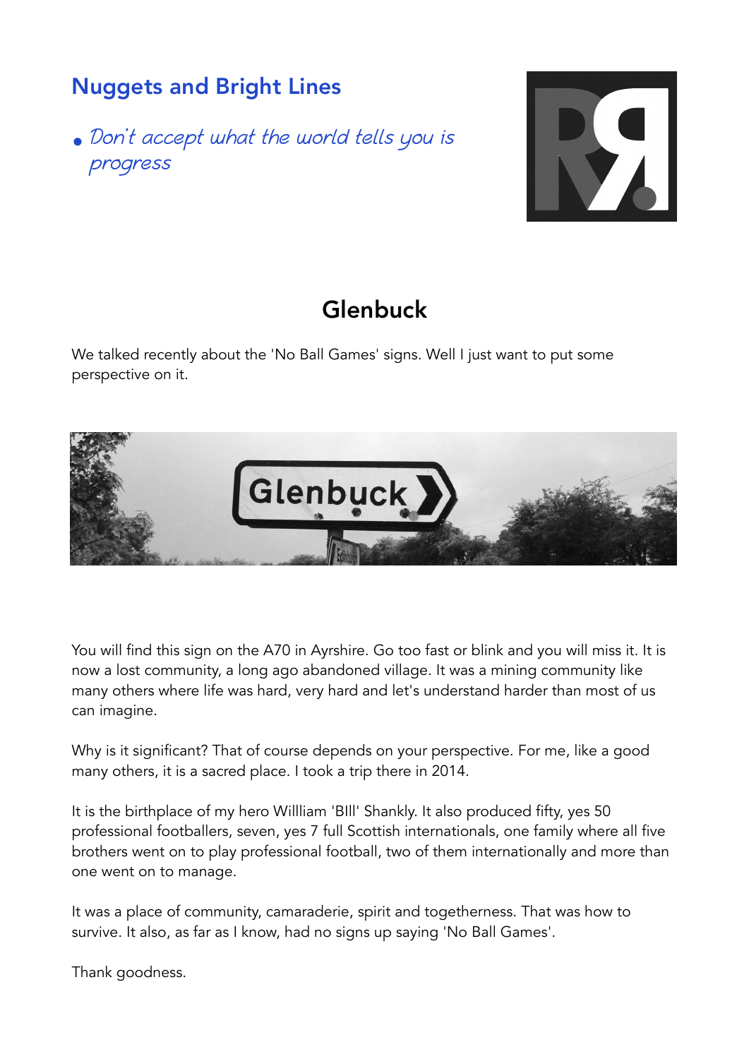## Nuggets and Bright Lines

- *Don't accept what the world tells you is progress*

# Glenbuck

We talked recently about the 'No Ball Games' signs. Well I just want to put some perspective on it.

You will find this sign on the A70 in Ayrshire. Go too fast or blink and you will miss it. It is now a lost community, a long ago abandoned village. It was a mining community like many others where life was hard, very hard and let's understand harder than most of us can imagine.

Why is it significant? That of course depends on your perspective. For me, like a good many others, it is a sacred place. I took a trip there in 2014.

It is the birthplace of my hero Willliam 'BIll' Shankly. It also produced fifty, yes 50 professional footballers, seven, yes 7 full Scottish internationals, one family where all five brothers went on to play professional football, two of them internationally and more than one went on to manage.

It was a place of community, camaraderie, spirit and togetherness. That was how to survive. It also, as far as I know, had no signs up saying 'No Ball Games'.

Thank goodness.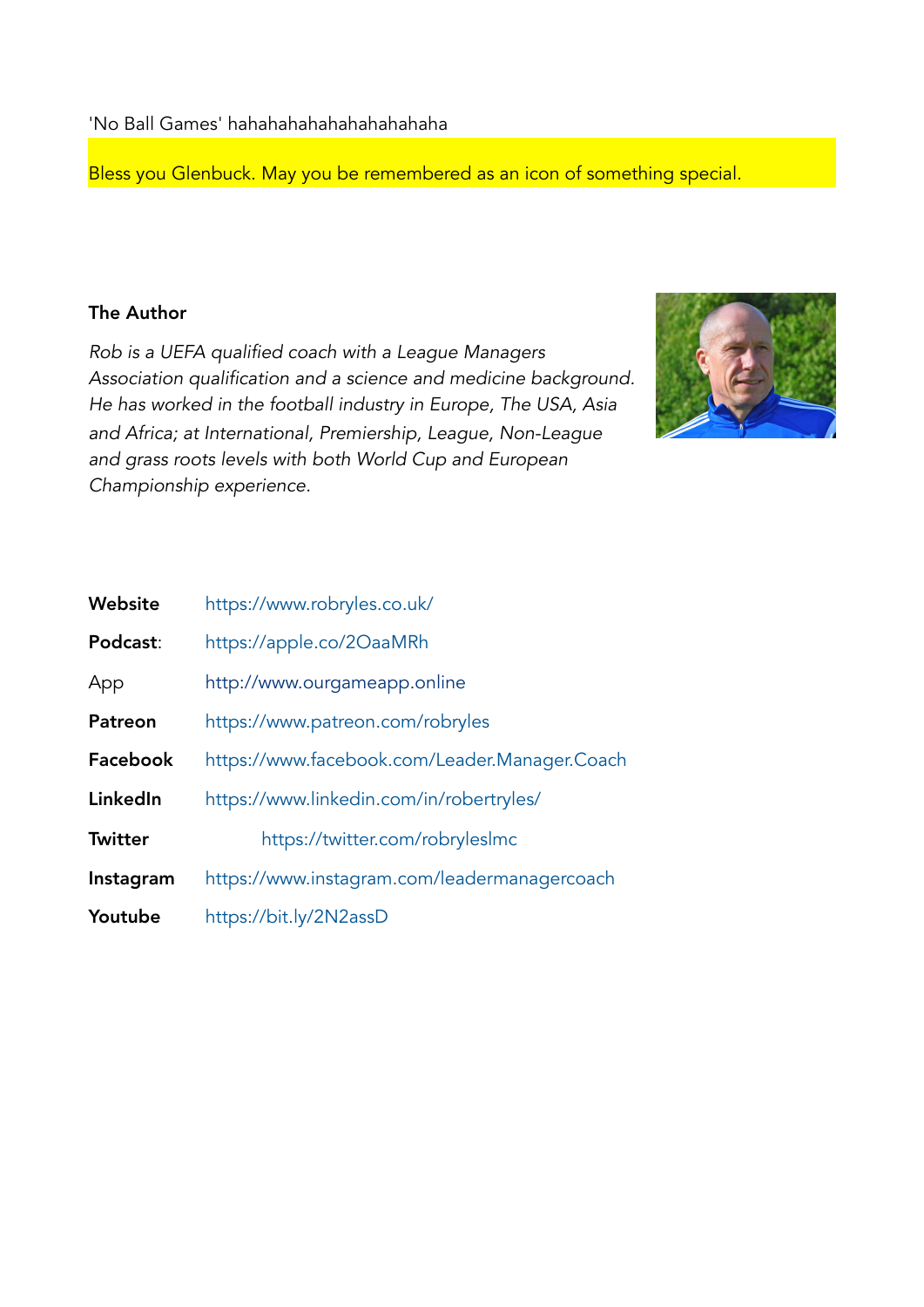'No Ball Games' hahahahahahahahahahaha

Bless you Glenbuck. May you be remembered as an icon of something special.

**The Author**

*Rob is a UEFA qualified coach with a League Managers Association qualification and a science and medicine background. He has worked in the football industry in Europe, The USA, Asia and Africa; at International, Premiership, League, Non-League and grass roots levels with both World Cup and European Championship experience.*

| | |
|---|---|
| **Website** | https://www.robryles.co.uk/ |
| **Podcast**: | https://apple.co/2OaaMRh |
| App | http://www.ourgameapp.online |
| **Patreon** | https://www.patreon.com/robryles |
| **Facebook** | https://www.facebook.com/Leader.Manager.Coach |
| **LinkedIn** | https://www.linkedin.com/in/robertryles/ |
| **Twitter** | https://twitter.com/robryleslmc |
| **Instagram** | https://www.instagram.com/leadermanagercoach |
| **Youtube** | https://bit.ly/2N2assD |